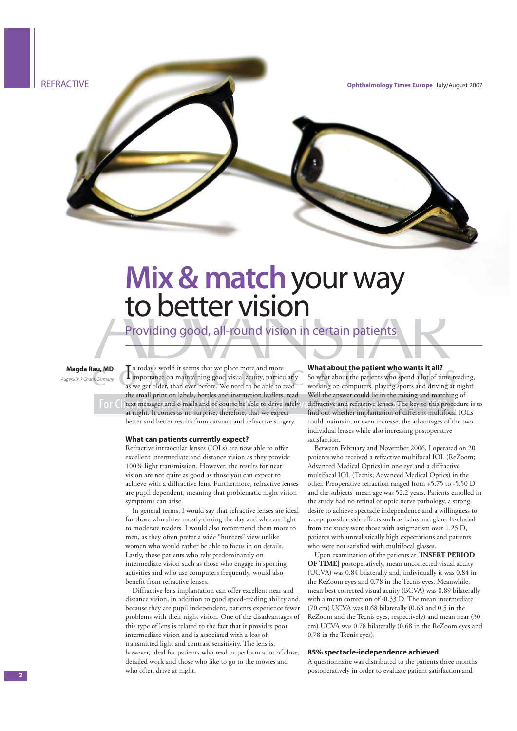# Mix & match your way to better vision

## Providing good, all-round vision in certain patients

**Magda Rau, MD**
*Augenklinik Cham, Germany*

In today's world it seems that we place more and more importance on maintaining good visual acuity, particularly as we get older, than ever before. We need to be able to read the small print on labels, bottles and instruction leaflets, read text messages and e-mails and of course be able to drive safely at night. It comes as no surprise, therefore, that we expect better and better results from cataract and refractive surgery.

### What can patients currently expect?

Refractive intraocular lenses (IOLs) are now able to offer excellent intermediate and distance vision as they provide 100% light transmission. However, the results for near vision are not quite as good as those you can expect to achieve with a diffractive lens. Furthermore, refractive lenses are pupil dependent, meaning that problematic night vision symptoms can arise.

In general terms, I would say that refractive lenses are ideal for those who drive mostly during the day and who are light to moderate readers. I would also recommend them more to men, as they often prefer a wide "hunters" view unlike women who would rather be able to focus in on details. Lastly, those patients who rely predominantly on intermediate vision such as those who engage in sporting activities and who use computers frequently, would also benefit from refractive lenses.

Diffractive lens implantation can offer excellent near and distance vision, in addition to good speed-reading ability and, because they are pupil independent, patients experience fewer problems with their night vision. One of the disadvantages of this type of lens is related to the fact that it provides poor intermediate vision and is associated with a loss of transmitted light and contrast sensitivity. The lens is, however, ideal for patients who read or perform a lot of close, detailed work and those who like to go to the movies and who often drive at night.

### What about the patient who wants it all?

So what about the patients who spend a lot of time reading, working on computers, playing sports and driving at night? Well the answer could lie in the mixing and matching of diffractive and refractive lenses. The key to this procedure is to find out whether implantation of different multifocal IOLs could maintain, or even increase, the advantages of the two individual lenses while also increasing postoperative satisfaction.

Between February and November 2006, I operated on 20 patients who received a refractive multifocal IOL (ReZoom; Advanced Medical Optics) in one eye and a diffractive multifocal IOL (Tecnis; Advanced Medical Optics) in the other. Preoperative refraction ranged from +5.75 to -5.50 D and the subjects' mean age was 52.2 years. Patients enrolled in the study had no retinal or optic nerve pathology, a strong desire to achieve spectacle independence and a willingness to accept possible side effects such as halos and glare. Excluded from the study were those with astigmatism over 1.25 D, patients with unrealistically high expectations and patients who were not satisfied with multifocal glasses.

Upon examination of the patients at [**INSERT PERIOD OF TIME**] postoperatively, mean uncorrected visual acuity (UCVA) was 0.84 bilaterally and, individually it was 0.84 in the ReZoom eyes and 0.78 in the Tecnis eyes. Meanwhile, mean best corrected visual acuity (BCVA) was 0.89 bilaterally with a mean correction of -0.33 D. The mean intermediate (70 cm) UCVA was 0.68 bilaterally (0.68 and 0.5 in the ReZoom and the Tecnis eyes, respectively) and mean near (30 cm) UCVA was 0.78 bilaterally (0.68 in the ReZoom eyes and 0.78 in the Tecnis eyes).

### 85% spectacle-independence achieved

A questionnaire was distributed to the patients three months postoperatively in order to evaluate patient satisfaction and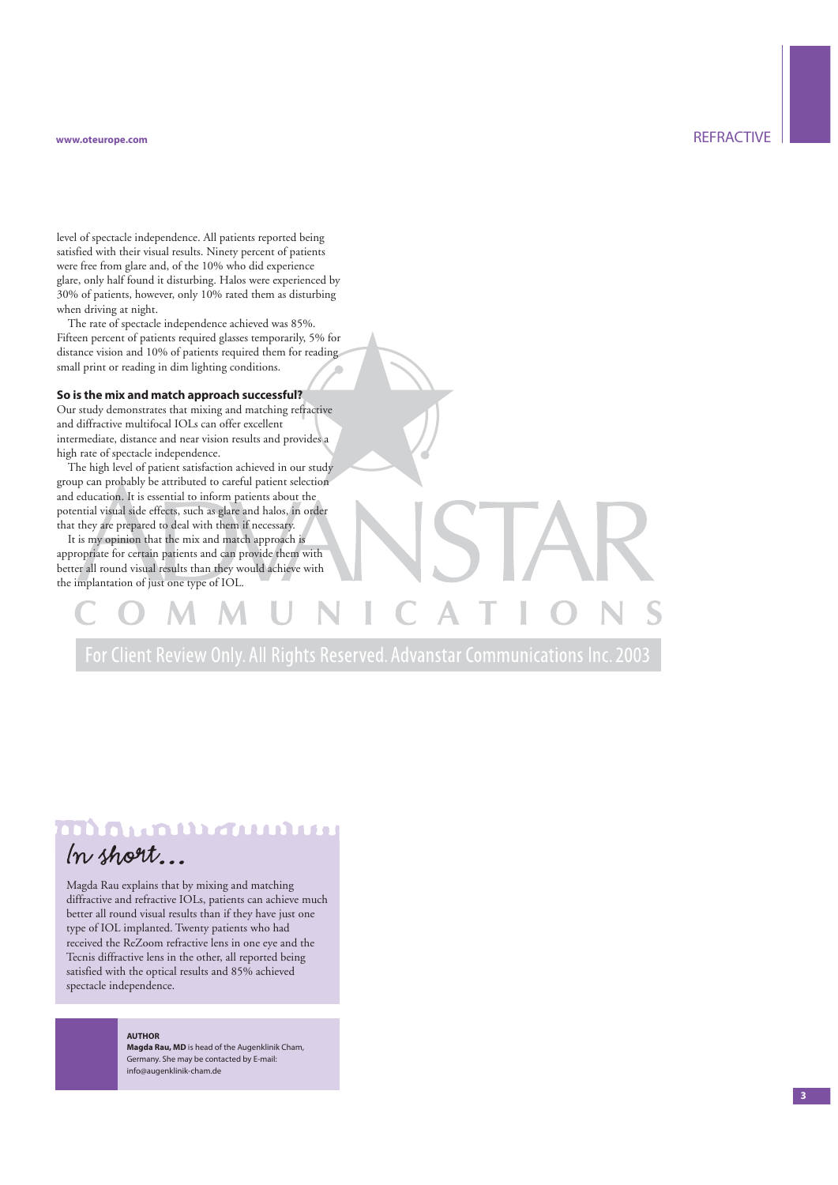level of spectacle independence. All patients reported being satisfied with their visual results. Ninety percent of patients were free from glare and, of the 10% who did experience glare, only half found it disturbing. Halos were experienced by 30% of patients, however, only 10% rated them as disturbing when driving at night.

The rate of spectacle independence achieved was 85%. Fifteen percent of patients required glasses temporarily, 5% for distance vision and 10% of patients required them for reading small print or reading in dim lighting conditions.

### So is the mix and match approach successful?

Our study demonstrates that mixing and matching refractive and diffractive multifocal IOLs can offer excellent intermediate, distance and near vision results and provides a high rate of spectacle independence.

The high level of patient satisfaction achieved in our study group can probably be attributed to careful patient selection and education. It is essential to inform patients about the potential visual side effects, such as glare and halos, in order that they are prepared to deal with them if necessary.

It is my opinion that the mix and match approach is appropriate for certain patients and can provide them with better all round visual results than they would achieve with the implantation of just one type of IOL.

For Client Review Only. All Rights Reserved. Advanstar Communications Inc. 2003

### In short...

Magda Rau explains that by mixing and matching diffractive and refractive IOLs, patients can achieve much better all round visual results than if they have just one type of IOL implanted. Twenty patients who had received the ReZoom refractive lens in one eye and the Tecnis diffractive lens in the other, all reported being satisfied with the optical results and 85% achieved spectacle independence.

**AUTHOR**

**Magda Rau, MD** is head of the Augenklinik Cham, Germany. She may be contacted by E-mail: info@augenklinik-cham.de